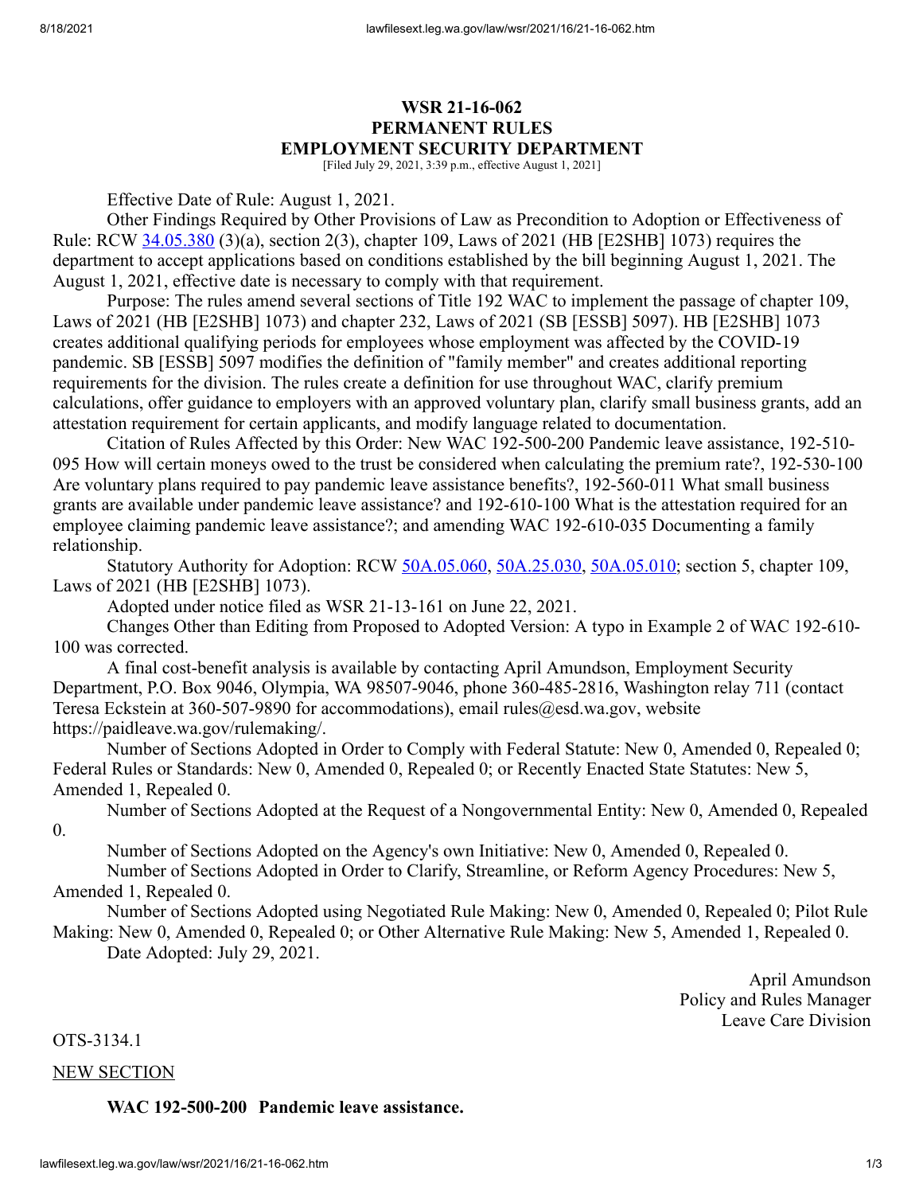# WSR 21-16-062
## PERMANENT RULES
## EMPLOYMENT SECURITY DEPARTMENT

[Filed July 29, 2021, 3:39 p.m., effective August 1, 2021]

Effective Date of Rule: August 1, 2021.

Other Findings Required by Other Provisions of Law as Precondition to Adoption or Effectiveness of Rule: RCW 34.05.380 (3)(a), section 2(3), chapter 109, Laws of 2021 (HB [E2SHB] 1073) requires the department to accept applications based on conditions established by the bill beginning August 1, 2021. The August 1, 2021, effective date is necessary to comply with that requirement.

Purpose: The rules amend several sections of Title 192 WAC to implement the passage of chapter 109, Laws of 2021 (HB [E2SHB] 1073) and chapter 232, Laws of 2021 (SB [ESSB] 5097). HB [E2SHB] 1073 creates additional qualifying periods for employees whose employment was affected by the COVID-19 pandemic. SB [ESSB] 5097 modifies the definition of "family member" and creates additional reporting requirements for the division. The rules create a definition for use throughout WAC, clarify premium calculations, offer guidance to employers with an approved voluntary plan, clarify small business grants, add an attestation requirement for certain applicants, and modify language related to documentation.

Citation of Rules Affected by this Order: New WAC 192-500-200 Pandemic leave assistance, 192-510-095 How will certain moneys owed to the trust be considered when calculating the premium rate?, 192-530-100 Are voluntary plans required to pay pandemic leave assistance benefits?, 192-560-011 What small business grants are available under pandemic leave assistance? and 192-610-100 What is the attestation required for an employee claiming pandemic leave assistance?; and amending WAC 192-610-035 Documenting a family relationship.

Statutory Authority for Adoption: RCW 50A.05.060, 50A.25.030, 50A.05.010; section 5, chapter 109, Laws of 2021 (HB [E2SHB] 1073).

Adopted under notice filed as WSR 21-13-161 on June 22, 2021.

Changes Other than Editing from Proposed to Adopted Version: A typo in Example 2 of WAC 192-610-100 was corrected.

A final cost-benefit analysis is available by contacting April Amundson, Employment Security Department, P.O. Box 9046, Olympia, WA 98507-9046, phone 360-485-2816, Washington relay 711 (contact Teresa Eckstein at 360-507-9890 for accommodations), email rules@esd.wa.gov, website https://paidleave.wa.gov/rulemaking/.

Number of Sections Adopted in Order to Comply with Federal Statute: New 0, Amended 0, Repealed 0; Federal Rules or Standards: New 0, Amended 0, Repealed 0; or Recently Enacted State Statutes: New 5, Amended 1, Repealed 0.

Number of Sections Adopted at the Request of a Nongovernmental Entity: New 0, Amended 0, Repealed 0.

Number of Sections Adopted on the Agency's own Initiative: New 0, Amended 0, Repealed 0.

Number of Sections Adopted in Order to Clarify, Streamline, or Reform Agency Procedures: New 5, Amended 1, Repealed 0.

Number of Sections Adopted using Negotiated Rule Making: New 0, Amended 0, Repealed 0; Pilot Rule Making: New 0, Amended 0, Repealed 0; or Other Alternative Rule Making: New 5, Amended 1, Repealed 0.

Date Adopted: July 29, 2021.

April Amundson
Policy and Rules Manager
Leave Care Division

OTS-3134.1

NEW SECTION

**WAC 192-500-200 Pandemic leave assistance.**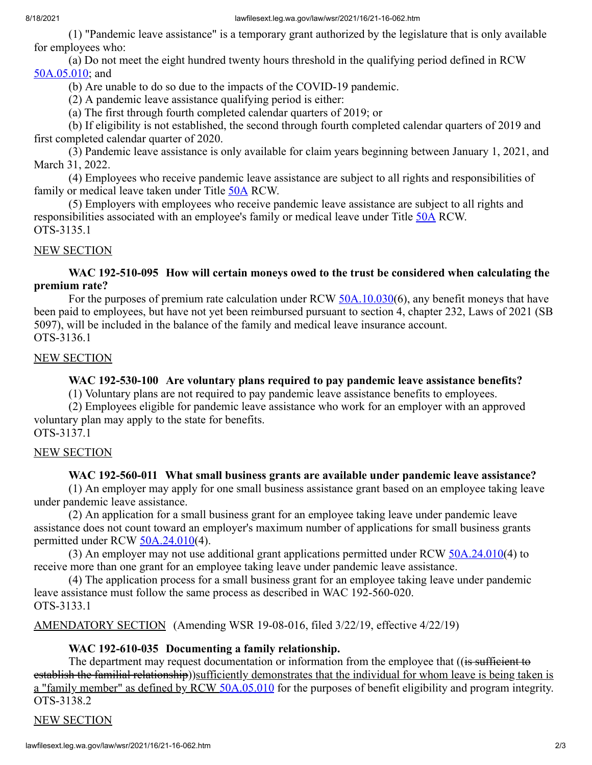(1) "Pandemic leave assistance" is a temporary grant authorized by the legislature that is only available for employees who:

(a) Do not meet the eight hundred twenty hours threshold in the qualifying period defined in RCW 50A.05.010; and

(b) Are unable to do so due to the impacts of the COVID-19 pandemic.

(2) A pandemic leave assistance qualifying period is either:

(a) The first through fourth completed calendar quarters of 2019; or

(b) If eligibility is not established, the second through fourth completed calendar quarters of 2019 and first completed calendar quarter of 2020.

(3) Pandemic leave assistance is only available for claim years beginning between January 1, 2021, and March 31, 2022.

(4) Employees who receive pandemic leave assistance are subject to all rights and responsibilities of family or medical leave taken under Title 50A RCW.

(5) Employers with employees who receive pandemic leave assistance are subject to all rights and responsibilities associated with an employee's family or medical leave under Title 50A RCW.

OTS-3135.1

NEW SECTION

**WAC 192-510-095 How will certain moneys owed to the trust be considered when calculating the premium rate?**

For the purposes of premium rate calculation under RCW 50A.10.030(6), any benefit moneys that have been paid to employees, but have not yet been reimbursed pursuant to section 4, chapter 232, Laws of 2021 (SB 5097), will be included in the balance of the family and medical leave insurance account.

OTS-3136.1

NEW SECTION

**WAC 192-530-100 Are voluntary plans required to pay pandemic leave assistance benefits?**

(1) Voluntary plans are not required to pay pandemic leave assistance benefits to employees.

(2) Employees eligible for pandemic leave assistance who work for an employer with an approved voluntary plan may apply to the state for benefits.

OTS-3137.1

NEW SECTION

**WAC 192-560-011 What small business grants are available under pandemic leave assistance?**

(1) An employer may apply for one small business assistance grant based on an employee taking leave under pandemic leave assistance.

(2) An application for a small business grant for an employee taking leave under pandemic leave assistance does not count toward an employer's maximum number of applications for small business grants permitted under RCW 50A.24.010(4).

(3) An employer may not use additional grant applications permitted under RCW 50A.24.010(4) to receive more than one grant for an employee taking leave under pandemic leave assistance.

(4) The application process for a small business grant for an employee taking leave under pandemic leave assistance must follow the same process as described in WAC 192-560-020.

OTS-3133.1

AMENDATORY SECTION (Amending WSR 19-08-016, filed 3/22/19, effective 4/22/19)

**WAC 192-610-035 Documenting a family relationship.**

The department may request documentation or information from the employee that ((~~is sufficient to establish the familial relationship~~))sufficiently demonstrates that the individual for whom leave is being taken is a "family member" as defined by RCW 50A.05.010 for the purposes of benefit eligibility and program integrity.

OTS-3138.2

NEW SECTION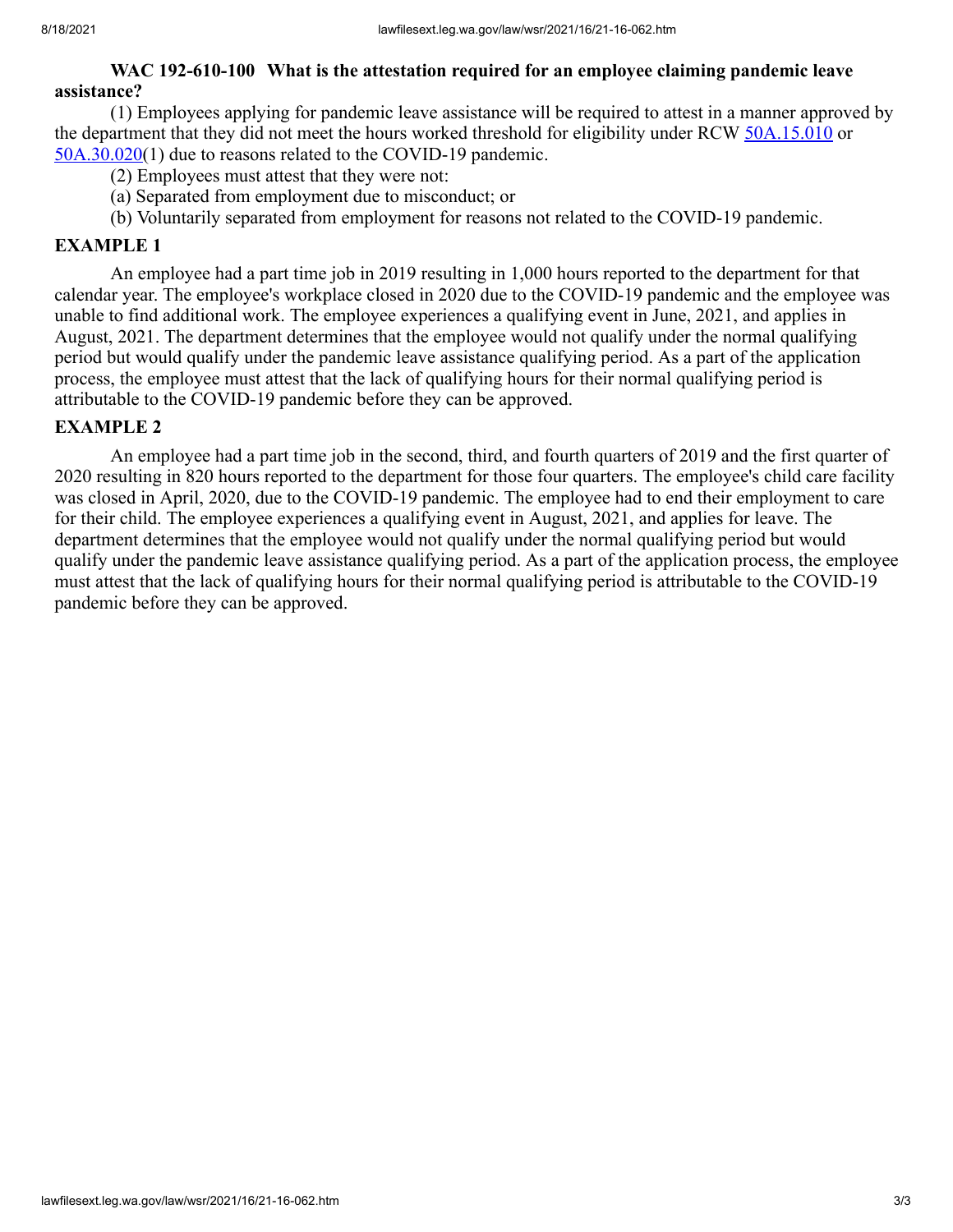**WAC 192-610-100 What is the attestation required for an employee claiming pandemic leave assistance?**

(1) Employees applying for pandemic leave assistance will be required to attest in a manner approved by the department that they did not meet the hours worked threshold for eligibility under RCW 50A.15.010 or 50A.30.020(1) due to reasons related to the COVID-19 pandemic.

(2) Employees must attest that they were not:

(a) Separated from employment due to misconduct; or

(b) Voluntarily separated from employment for reasons not related to the COVID-19 pandemic.

**EXAMPLE 1**

An employee had a part time job in 2019 resulting in 1,000 hours reported to the department for that calendar year. The employee's workplace closed in 2020 due to the COVID-19 pandemic and the employee was unable to find additional work. The employee experiences a qualifying event in June, 2021, and applies in August, 2021. The department determines that the employee would not qualify under the normal qualifying period but would qualify under the pandemic leave assistance qualifying period. As a part of the application process, the employee must attest that the lack of qualifying hours for their normal qualifying period is attributable to the COVID-19 pandemic before they can be approved.

**EXAMPLE 2**

An employee had a part time job in the second, third, and fourth quarters of 2019 and the first quarter of 2020 resulting in 820 hours reported to the department for those four quarters. The employee's child care facility was closed in April, 2020, due to the COVID-19 pandemic. The employee had to end their employment to care for their child. The employee experiences a qualifying event in August, 2021, and applies for leave. The department determines that the employee would not qualify under the normal qualifying period but would qualify under the pandemic leave assistance qualifying period. As a part of the application process, the employee must attest that the lack of qualifying hours for their normal qualifying period is attributable to the COVID-19 pandemic before they can be approved.